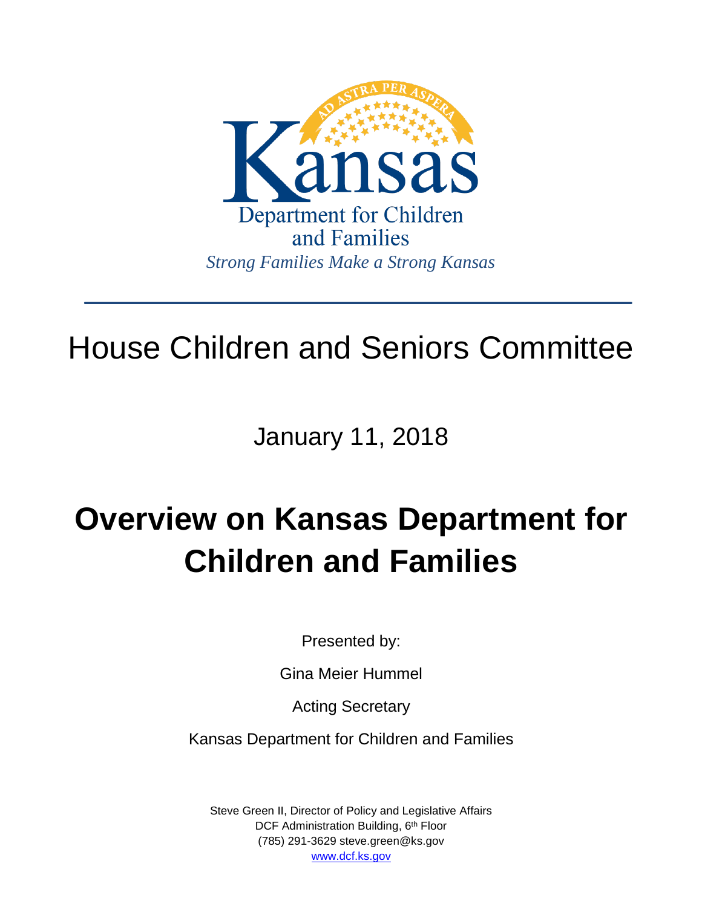Kansas

Department for Children and Families

*Strong Families Make a Strong Kansas*

---

# House Children and Seniors Committee

January 11, 2018

# Overview on Kansas Department for Children and Families

Presented by:

Gina Meier Hummel

Acting Secretary

Kansas Department for Children and Families

Steve Green II, Director of Policy and Legislative Affairs
DCF Administration Building, 6th Floor
(785) 291-3629 steve.green@ks.gov
www.dcf.ks.gov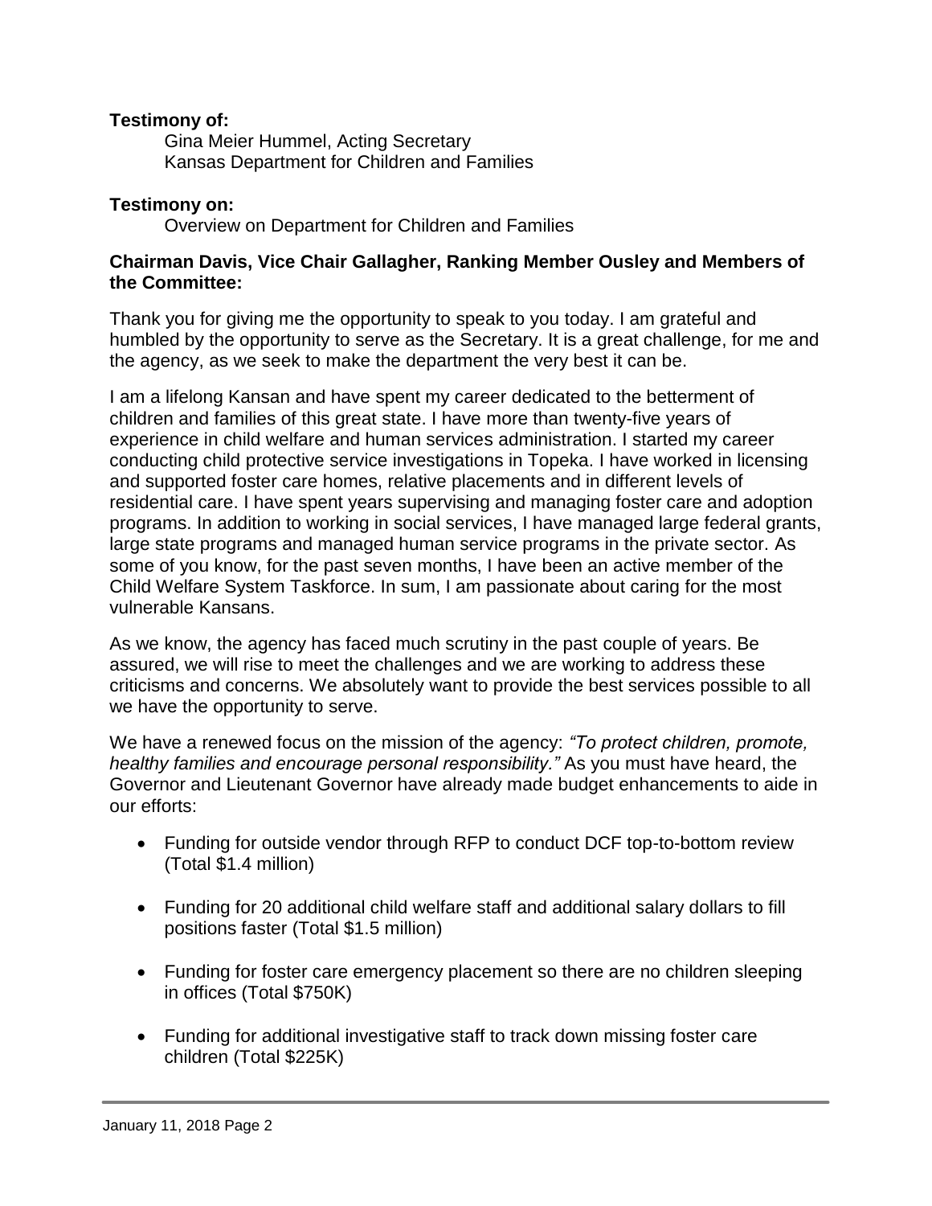**Testimony of:**

Gina Meier Hummel, Acting Secretary
Kansas Department for Children and Families

**Testimony on:**

Overview on Department for Children and Families

**Chairman Davis, Vice Chair Gallagher, Ranking Member Ousley and Members of the Committee:**

Thank you for giving me the opportunity to speak to you today. I am grateful and humbled by the opportunity to serve as the Secretary. It is a great challenge, for me and the agency, as we seek to make the department the very best it can be.

I am a lifelong Kansan and have spent my career dedicated to the betterment of children and families of this great state. I have more than twenty-five years of experience in child welfare and human services administration. I started my career conducting child protective service investigations in Topeka. I have worked in licensing and supported foster care homes, relative placements and in different levels of residential care. I have spent years supervising and managing foster care and adoption programs. In addition to working in social services, I have managed large federal grants, large state programs and managed human service programs in the private sector. As some of you know, for the past seven months, I have been an active member of the Child Welfare System Taskforce. In sum, I am passionate about caring for the most vulnerable Kansans.

As we know, the agency has faced much scrutiny in the past couple of years. Be assured, we will rise to meet the challenges and we are working to address these criticisms and concerns. We absolutely want to provide the best services possible to all we have the opportunity to serve.

We have a renewed focus on the mission of the agency: *"To protect children, promote, healthy families and encourage personal responsibility."* As you must have heard, the Governor and Lieutenant Governor have already made budget enhancements to aide in our efforts:

- Funding for outside vendor through RFP to conduct DCF top-to-bottom review (Total $1.4 million)

- Funding for 20 additional child welfare staff and additional salary dollars to fill positions faster (Total $1.5 million)

- Funding for foster care emergency placement so there are no children sleeping in offices (Total $750K)

- Funding for additional investigative staff to track down missing foster care children (Total $225K)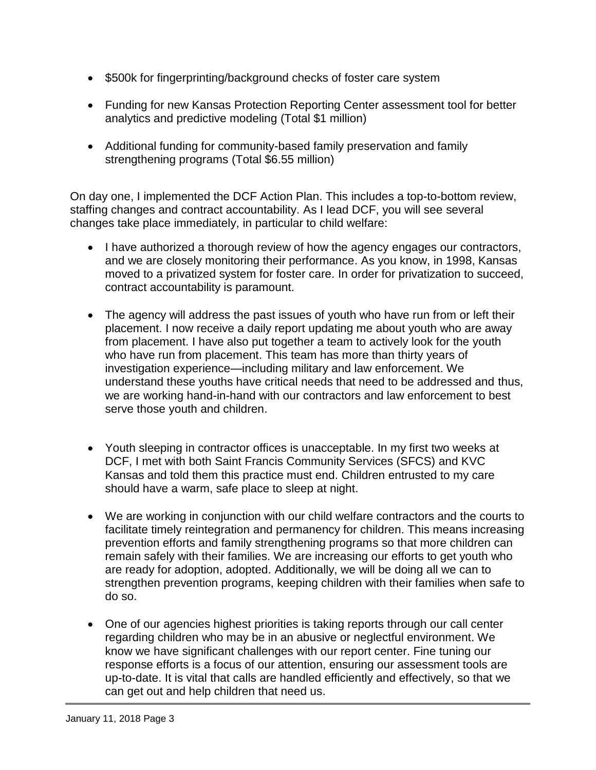- $500k for fingerprinting/background checks of foster care system

- Funding for new Kansas Protection Reporting Center assessment tool for better analytics and predictive modeling (Total $1 million)

- Additional funding for community-based family preservation and family strengthening programs (Total $6.55 million)

On day one, I implemented the DCF Action Plan. This includes a top-to-bottom review, staffing changes and contract accountability. As I lead DCF, you will see several changes take place immediately, in particular to child welfare:

- I have authorized a thorough review of how the agency engages our contractors, and we are closely monitoring their performance. As you know, in 1998, Kansas moved to a privatized system for foster care. In order for privatization to succeed, contract accountability is paramount.

- The agency will address the past issues of youth who have run from or left their placement. I now receive a daily report updating me about youth who are away from placement. I have also put together a team to actively look for the youth who have run from placement. This team has more than thirty years of investigation experience—including military and law enforcement. We understand these youths have critical needs that need to be addressed and thus, we are working hand-in-hand with our contractors and law enforcement to best serve those youth and children.

- Youth sleeping in contractor offices is unacceptable. In my first two weeks at DCF, I met with both Saint Francis Community Services (SFCS) and KVC Kansas and told them this practice must end. Children entrusted to my care should have a warm, safe place to sleep at night.

- We are working in conjunction with our child welfare contractors and the courts to facilitate timely reintegration and permanency for children. This means increasing prevention efforts and family strengthening programs so that more children can remain safely with their families. We are increasing our efforts to get youth who are ready for adoption, adopted. Additionally, we will be doing all we can to strengthen prevention programs, keeping children with their families when safe to do so.

- One of our agencies highest priorities is taking reports through our call center regarding children who may be in an abusive or neglectful environment. We know we have significant challenges with our report center. Fine tuning our response efforts is a focus of our attention, ensuring our assessment tools are up-to-date. It is vital that calls are handled efficiently and effectively, so that we can get out and help children that need us.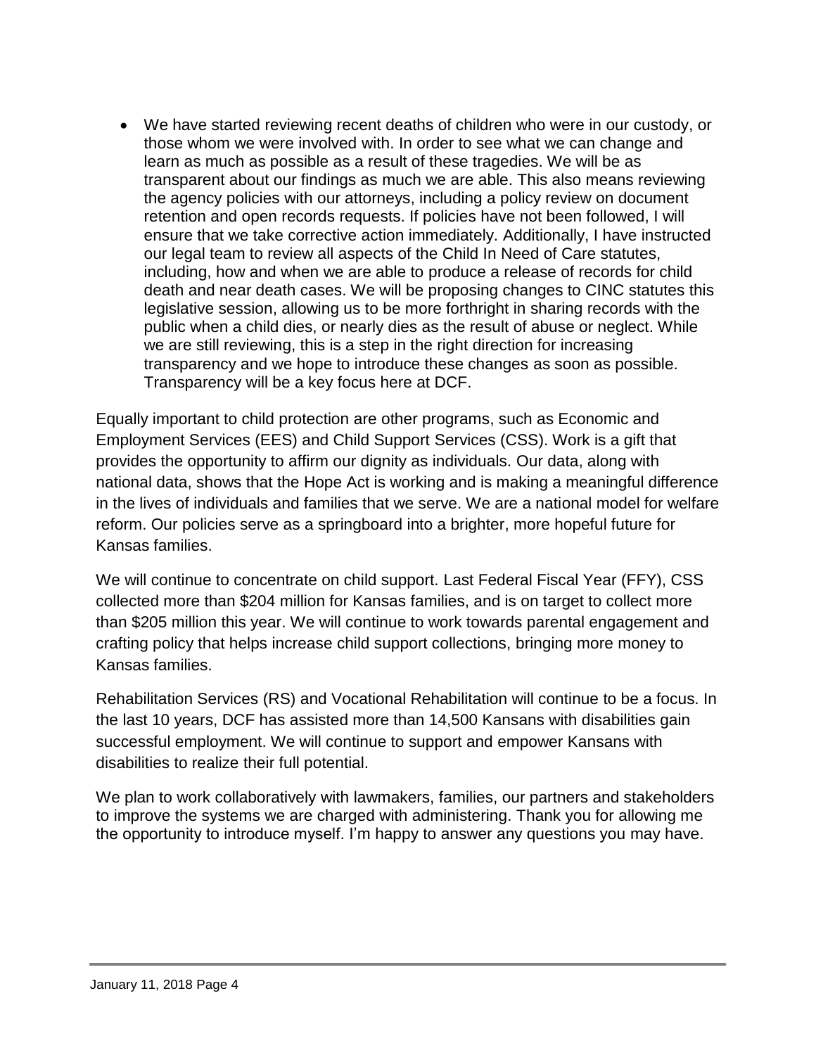- We have started reviewing recent deaths of children who were in our custody, or those whom we were involved with. In order to see what we can change and learn as much as possible as a result of these tragedies. We will be as transparent about our findings as much we are able. This also means reviewing the agency policies with our attorneys, including a policy review on document retention and open records requests. If policies have not been followed, I will ensure that we take corrective action immediately. Additionally, I have instructed our legal team to review all aspects of the Child In Need of Care statutes, including, how and when we are able to produce a release of records for child death and near death cases. We will be proposing changes to CINC statutes this legislative session, allowing us to be more forthright in sharing records with the public when a child dies, or nearly dies as the result of abuse or neglect. While we are still reviewing, this is a step in the right direction for increasing transparency and we hope to introduce these changes as soon as possible. Transparency will be a key focus here at DCF.

Equally important to child protection are other programs, such as Economic and Employment Services (EES) and Child Support Services (CSS). Work is a gift that provides the opportunity to affirm our dignity as individuals. Our data, along with national data, shows that the Hope Act is working and is making a meaningful difference in the lives of individuals and families that we serve. We are a national model for welfare reform. Our policies serve as a springboard into a brighter, more hopeful future for Kansas families.

We will continue to concentrate on child support. Last Federal Fiscal Year (FFY), CSS collected more than $204 million for Kansas families, and is on target to collect more than $205 million this year. We will continue to work towards parental engagement and crafting policy that helps increase child support collections, bringing more money to Kansas families.

Rehabilitation Services (RS) and Vocational Rehabilitation will continue to be a focus. In the last 10 years, DCF has assisted more than 14,500 Kansans with disabilities gain successful employment. We will continue to support and empower Kansans with disabilities to realize their full potential.

We plan to work collaboratively with lawmakers, families, our partners and stakeholders to improve the systems we are charged with administering. Thank you for allowing me the opportunity to introduce myself. I'm happy to answer any questions you may have.